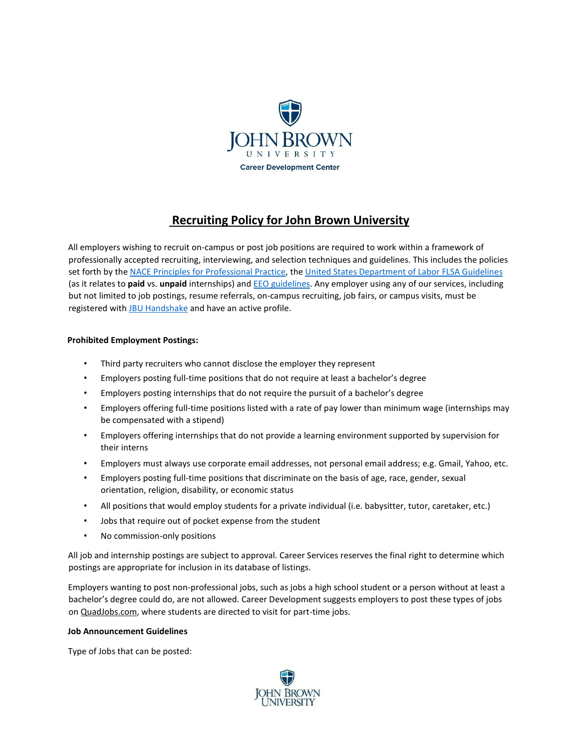John Brown University

Career Development Center

# Recruiting Policy for John Brown University

All employers wishing to recruit on-campus or post job positions are required to work within a framework of professionally accepted recruiting, interviewing, and selection techniques and guidelines. This includes the policies set forth by the NACE Principles for Professional Practice, the United States Department of Labor FLSA Guidelines (as it relates to **paid** vs. **unpaid** internships) and EEO guidelines. Any employer using any of our services, including but not limited to job postings, resume referrals, on-campus recruiting, job fairs, or campus visits, must be registered with JBU Handshake and have an active profile.

**Prohibited Employment Postings:**

- Third party recruiters who cannot disclose the employer they represent
- Employers posting full-time positions that do not require at least a bachelor's degree
- Employers posting internships that do not require the pursuit of a bachelor's degree
- Employers offering full-time positions listed with a rate of pay lower than minimum wage (internships may be compensated with a stipend)
- Employers offering internships that do not provide a learning environment supported by supervision for their interns
- Employers must always use corporate email addresses, not personal email address; e.g. Gmail, Yahoo, etc.
- Employers posting full-time positions that discriminate on the basis of age, race, gender, sexual orientation, religion, disability, or economic status
- All positions that would employ students for a private individual (i.e. babysitter, tutor, caretaker, etc.)
- Jobs that require out of pocket expense from the student
- No commission-only positions

All job and internship postings are subject to approval. Career Services reserves the final right to determine which postings are appropriate for inclusion in its database of listings.

Employers wanting to post non-professional jobs, such as jobs a high school student or a person without at least a bachelor's degree could do, are not allowed. Career Development suggests employers to post these types of jobs on QuadJobs.com, where students are directed to visit for part-time jobs.

**Job Announcement Guidelines**

Type of Jobs that can be posted: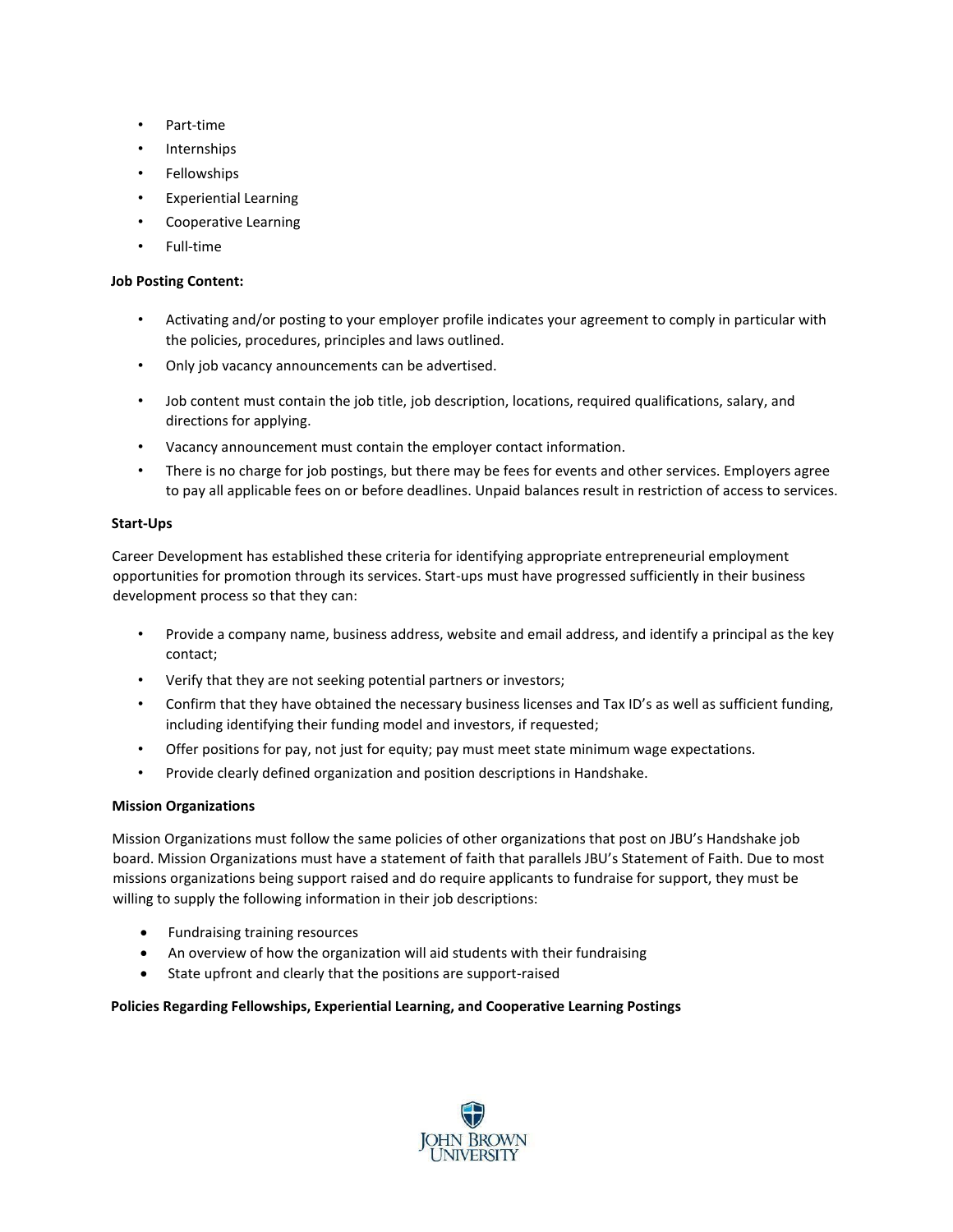- Part-time
- Internships
- Fellowships
- Experiential Learning
- Cooperative Learning
- Full-time

**Job Posting Content:**

- Activating and/or posting to your employer profile indicates your agreement to comply in particular with the policies, procedures, principles and laws outlined.
- Only job vacancy announcements can be advertised.
- Job content must contain the job title, job description, locations, required qualifications, salary, and directions for applying.
- Vacancy announcement must contain the employer contact information.
- There is no charge for job postings, but there may be fees for events and other services. Employers agree to pay all applicable fees on or before deadlines. Unpaid balances result in restriction of access to services.

**Start-Ups**

Career Development has established these criteria for identifying appropriate entrepreneurial employment opportunities for promotion through its services. Start-ups must have progressed sufficiently in their business development process so that they can:

- Provide a company name, business address, website and email address, and identify a principal as the key contact;
- Verify that they are not seeking potential partners or investors;
- Confirm that they have obtained the necessary business licenses and Tax ID's as well as sufficient funding, including identifying their funding model and investors, if requested;
- Offer positions for pay, not just for equity; pay must meet state minimum wage expectations.
- Provide clearly defined organization and position descriptions in Handshake.

**Mission Organizations**

Mission Organizations must follow the same policies of other organizations that post on JBU's Handshake job board. Mission Organizations must have a statement of faith that parallels JBU's Statement of Faith. Due to most missions organizations being support raised and do require applicants to fundraise for support, they must be willing to supply the following information in their job descriptions:

- Fundraising training resources
- An overview of how the organization will aid students with their fundraising
- State upfront and clearly that the positions are support-raised

**Policies Regarding Fellowships, Experiential Learning, and Cooperative Learning Postings**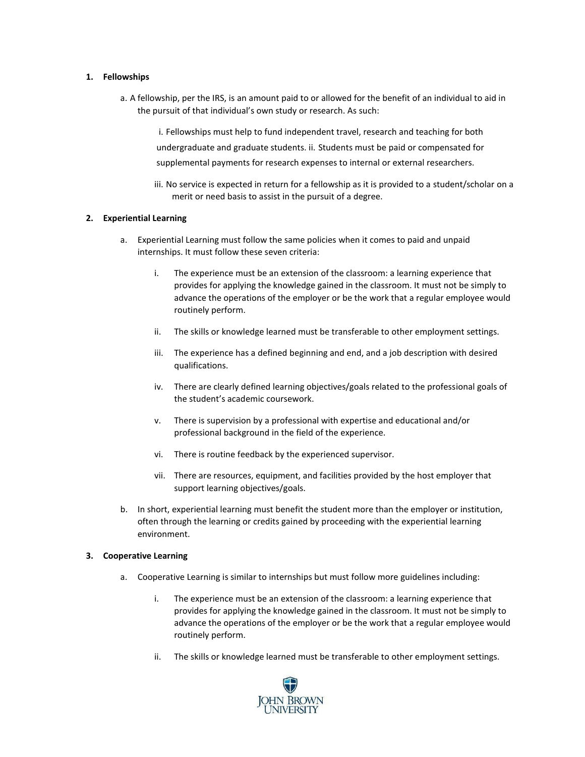1. **Fellowships**

   a. A fellowship, per the IRS, is an amount paid to or allowed for the benefit of an individual to aid in the pursuit of that individual's own study or research. As such:

      i. Fellowships must help to fund independent travel, research and teaching for both undergraduate and graduate students.

      ii. Students must be paid or compensated for supplemental payments for research expenses to internal or external researchers.

      iii. No service is expected in return for a fellowship as it is provided to a student/scholar on a merit or need basis to assist in the pursuit of a degree.

2. **Experiential Learning**

   a. Experiential Learning must follow the same policies when it comes to paid and unpaid internships. It must follow these seven criteria:

      i. The experience must be an extension of the classroom: a learning experience that provides for applying the knowledge gained in the classroom. It must not be simply to advance the operations of the employer or be the work that a regular employee would routinely perform.

      ii. The skills or knowledge learned must be transferable to other employment settings.

      iii. The experience has a defined beginning and end, and a job description with desired qualifications.

      iv. There are clearly defined learning objectives/goals related to the professional goals of the student's academic coursework.

      v. There is supervision by a professional with expertise and educational and/or professional background in the field of the experience.

      vi. There is routine feedback by the experienced supervisor.

      vii. There are resources, equipment, and facilities provided by the host employer that support learning objectives/goals.

   b. In short, experiential learning must benefit the student more than the employer or institution, often through the learning or credits gained by proceeding with the experiential learning environment.

3. **Cooperative Learning**

   a. Cooperative Learning is similar to internships but must follow more guidelines including:

      i. The experience must be an extension of the classroom: a learning experience that provides for applying the knowledge gained in the classroom. It must not be simply to advance the operations of the employer or be the work that a regular employee would routinely perform.

      ii. The skills or knowledge learned must be transferable to other employment settings.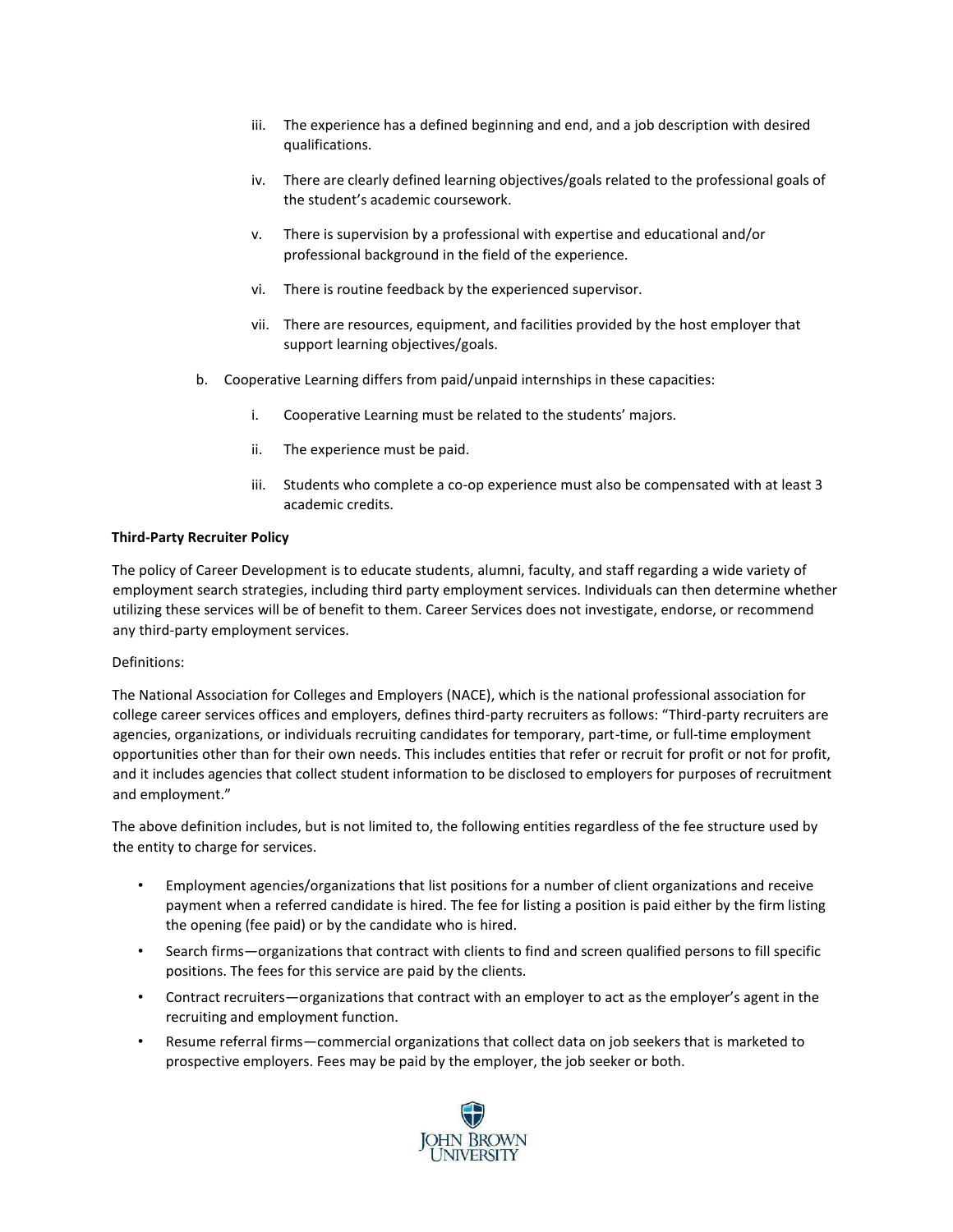iii. The experience has a defined beginning and end, and a job description with desired qualifications.

iv. There are clearly defined learning objectives/goals related to the professional goals of the student's academic coursework.

v. There is supervision by a professional with expertise and educational and/or professional background in the field of the experience.

vi. There is routine feedback by the experienced supervisor.

vii. There are resources, equipment, and facilities provided by the host employer that support learning objectives/goals.

b. Cooperative Learning differs from paid/unpaid internships in these capacities:

i. Cooperative Learning must be related to the students' majors.

ii. The experience must be paid.

iii. Students who complete a co-op experience must also be compensated with at least 3 academic credits.

**Third-Party Recruiter Policy**

The policy of Career Development is to educate students, alumni, faculty, and staff regarding a wide variety of employment search strategies, including third party employment services. Individuals can then determine whether utilizing these services will be of benefit to them. Career Services does not investigate, endorse, or recommend any third-party employment services.

Definitions:

The National Association for Colleges and Employers (NACE), which is the national professional association for college career services offices and employers, defines third-party recruiters as follows: "Third-party recruiters are agencies, organizations, or individuals recruiting candidates for temporary, part-time, or full-time employment opportunities other than for their own needs. This includes entities that refer or recruit for profit or not for profit, and it includes agencies that collect student information to be disclosed to employers for purposes of recruitment and employment."

The above definition includes, but is not limited to, the following entities regardless of the fee structure used by the entity to charge for services.

- Employment agencies/organizations that list positions for a number of client organizations and receive payment when a referred candidate is hired. The fee for listing a position is paid either by the firm listing the opening (fee paid) or by the candidate who is hired.
- Search firms—organizations that contract with clients to find and screen qualified persons to fill specific positions. The fees for this service are paid by the clients.
- Contract recruiters—organizations that contract with an employer to act as the employer's agent in the recruiting and employment function.
- Resume referral firms—commercial organizations that collect data on job seekers that is marketed to prospective employers. Fees may be paid by the employer, the job seeker or both.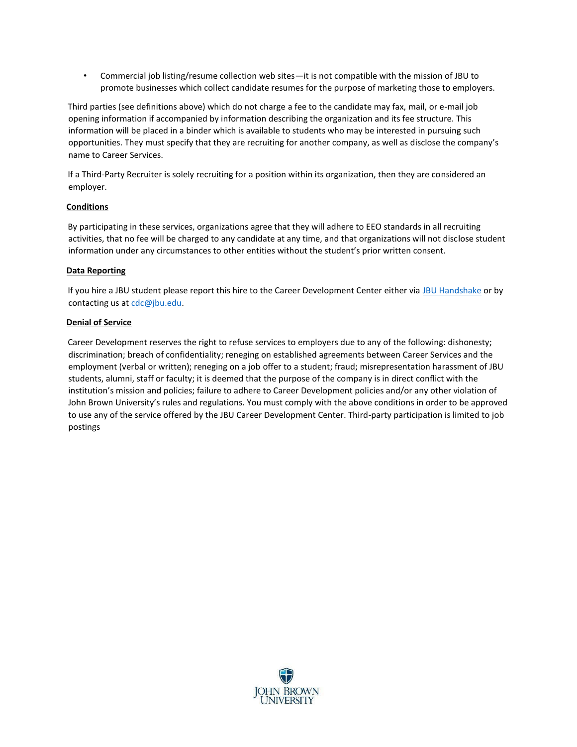- Commercial job listing/resume collection web sites—it is not compatible with the mission of JBU to promote businesses which collect candidate resumes for the purpose of marketing those to employers.

Third parties (see definitions above) which do not charge a fee to the candidate may fax, mail, or e-mail job opening information if accompanied by information describing the organization and its fee structure. This information will be placed in a binder which is available to students who may be interested in pursuing such opportunities. They must specify that they are recruiting for another company, as well as disclose the company's name to Career Services.

If a Third-Party Recruiter is solely recruiting for a position within its organization, then they are considered an employer.

**Conditions**

By participating in these services, organizations agree that they will adhere to EEO standards in all recruiting activities, that no fee will be charged to any candidate at any time, and that organizations will not disclose student information under any circumstances to other entities without the student's prior written consent.

**Data Reporting**

If you hire a JBU student please report this hire to the Career Development Center either via [JBU Handshake]() or by contacting us at [cdc@jbu.edu](mailto:cdc@jbu.edu).

**Denial of Service**

Career Development reserves the right to refuse services to employers due to any of the following: dishonesty; discrimination; breach of confidentiality; reneging on established agreements between Career Services and the employment (verbal or written); reneging on a job offer to a student; fraud; misrepresentation harassment of JBU students, alumni, staff or faculty; it is deemed that the purpose of the company is in direct conflict with the institution's mission and policies; failure to adhere to Career Development policies and/or any other violation of John Brown University's rules and regulations. You must comply with the above conditions in order to be approved to use any of the service offered by the JBU Career Development Center. Third-party participation is limited to job postings